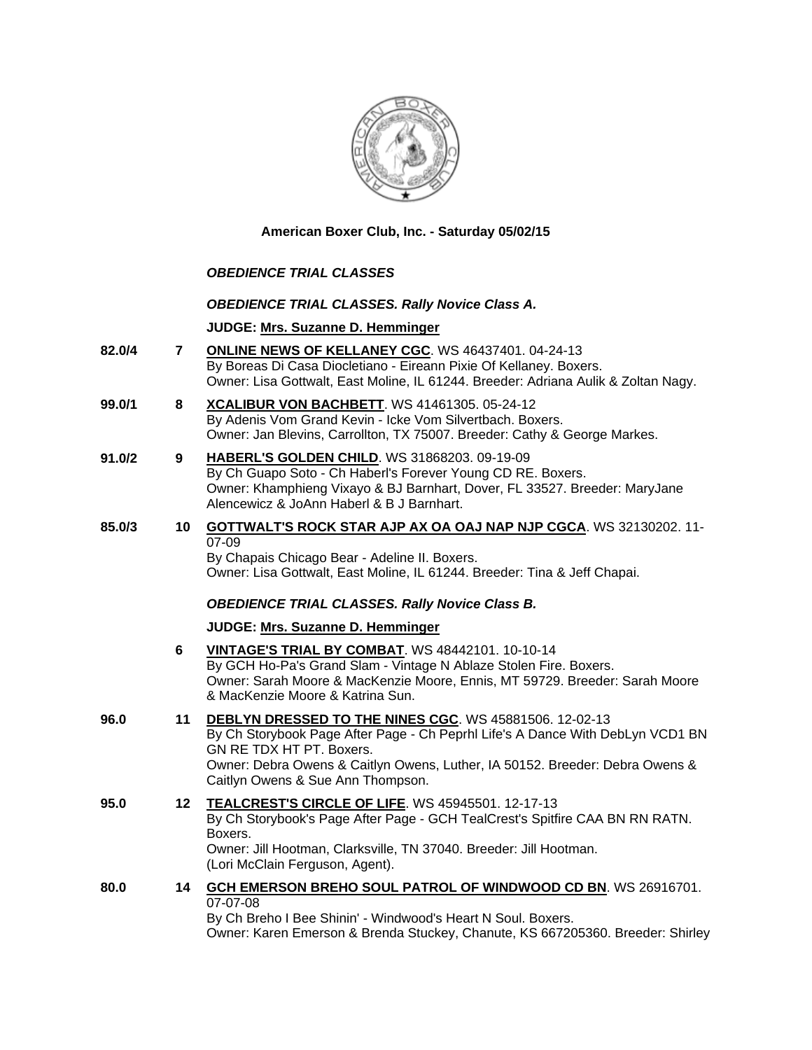**American Boxer Club, Inc. - Saturday 05/02/15**

***OBEDIENCE TRIAL CLASSES***

***OBEDIENCE TRIAL CLASSES. Rally Novice Class A.***

**JUDGE: Mrs. Suzanne D. Hemminger**

**82.0/4** **7** **ONLINE NEWS OF KELLANEY CGC**. WS 46437401. 04-24-13
By Boreas Di Casa Diocletiano - Eireann Pixie Of Kellaney. Boxers.
Owner: Lisa Gottwalt, East Moline, IL 61244. Breeder: Adriana Aulik & Zoltan Nagy.

**99.0/1** **8** **XCALIBUR VON BACHBETT**. WS 41461305. 05-24-12
By Adenis Vom Grand Kevin - Icke Vom Silvertbach. Boxers.
Owner: Jan Blevins, Carrollton, TX 75007. Breeder: Cathy & George Markes.

**91.0/2** **9** **HABERL'S GOLDEN CHILD**. WS 31868203. 09-19-09
By Ch Guapo Soto - Ch Haberl's Forever Young CD RE. Boxers.
Owner: Khamphieng Vixayo & BJ Barnhart, Dover, FL 33527. Breeder: MaryJane Alencewicz & JoAnn Haberl & B J Barnhart.

**85.0/3** **10** **GOTTWALT'S ROCK STAR AJP AX OA OAJ NAP NJP CGCA**. WS 32130202. 11-07-09
By Chapais Chicago Bear - Adeline II. Boxers.
Owner: Lisa Gottwalt, East Moline, IL 61244. Breeder: Tina & Jeff Chapai.

***OBEDIENCE TRIAL CLASSES. Rally Novice Class B.***

**JUDGE: Mrs. Suzanne D. Hemminger**

**6** **VINTAGE'S TRIAL BY COMBAT**. WS 48442101. 10-10-14
By GCH Ho-Pa's Grand Slam - Vintage N Ablaze Stolen Fire. Boxers.
Owner: Sarah Moore & MacKenzie Moore, Ennis, MT 59729. Breeder: Sarah Moore & MacKenzie Moore & Katrina Sun.

**96.0** **11** **DEBLYN DRESSED TO THE NINES CGC**. WS 45881506. 12-02-13
By Ch Storybook Page After Page - Ch Peprhl Life's A Dance With DebLyn VCD1 BN GN RE TDX HT PT. Boxers.
Owner: Debra Owens & Caitlyn Owens, Luther, IA 50152. Breeder: Debra Owens & Caitlyn Owens & Sue Ann Thompson.

**95.0** **12** **TEALCREST'S CIRCLE OF LIFE**. WS 45945501. 12-17-13
By Ch Storybook's Page After Page - GCH TealCrest's Spitfire CAA BN RN RATN. Boxers.
Owner: Jill Hootman, Clarksville, TN 37040. Breeder: Jill Hootman.
(Lori McClain Ferguson, Agent).

**80.0** **14** **GCH EMERSON BREHO SOUL PATROL OF WINDWOOD CD BN**. WS 26916701. 07-07-08
By Ch Breho I Bee Shinin' - Windwood's Heart N Soul. Boxers.
Owner: Karen Emerson & Brenda Stuckey, Chanute, KS 667205360. Breeder: Shirley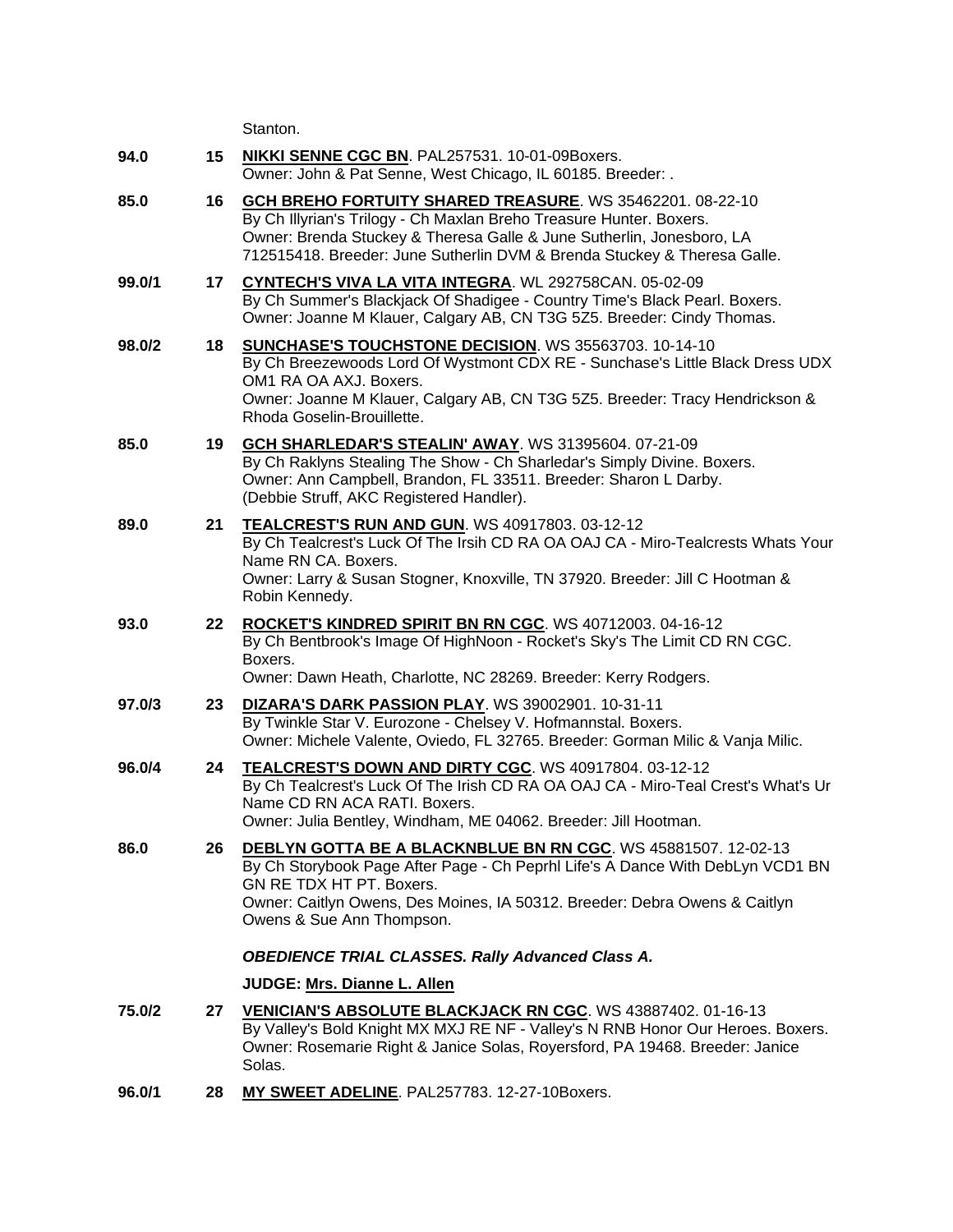Stanton.

**94.0** **15** **NIKKI SENNE CGC BN**. PAL257531. 10-01-09Boxers.
Owner: John & Pat Senne, West Chicago, IL 60185. Breeder: .

**85.0** **16** **GCH BREHO FORTUITY SHARED TREASURE**. WS 35462201. 08-22-10
By Ch Illyrian's Trilogy - Ch Maxlan Breho Treasure Hunter. Boxers.
Owner: Brenda Stuckey & Theresa Galle & June Sutherlin, Jonesboro, LA 712515418. Breeder: June Sutherlin DVM & Brenda Stuckey & Theresa Galle.

**99.0/1** **17** **CYNTECH'S VIVA LA VITA INTEGRA**. WL 292758CAN. 05-02-09
By Ch Summer's Blackjack Of Shadigee - Country Time's Black Pearl. Boxers.
Owner: Joanne M Klauer, Calgary AB, CN T3G 5Z5. Breeder: Cindy Thomas.

**98.0/2** **18** **SUNCHASE'S TOUCHSTONE DECISION**. WS 35563703. 10-14-10
By Ch Breezewoods Lord Of Wystmont CDX RE - Sunchase's Little Black Dress UDX OM1 RA OA AXJ. Boxers.
Owner: Joanne M Klauer, Calgary AB, CN T3G 5Z5. Breeder: Tracy Hendrickson & Rhoda Goselin-Brouillette.

**85.0** **19** **GCH SHARLEDAR'S STEALIN' AWAY**. WS 31395604. 07-21-09
By Ch Raklyns Stealing The Show - Ch Sharledar's Simply Divine. Boxers.
Owner: Ann Campbell, Brandon, FL 33511. Breeder: Sharon L Darby.
(Debbie Struff, AKC Registered Handler).

**89.0** **21** **TEALCREST'S RUN AND GUN**. WS 40917803. 03-12-12
By Ch Tealcrest's Luck Of The Irsih CD RA OA OAJ CA - Miro-Tealcrests Whats Your Name RN CA. Boxers.
Owner: Larry & Susan Stogner, Knoxville, TN 37920. Breeder: Jill C Hootman & Robin Kennedy.

**93.0** **22** **ROCKET'S KINDRED SPIRIT BN RN CGC**. WS 40712003. 04-16-12
By Ch Bentbrook's Image Of HighNoon - Rocket's Sky's The Limit CD RN CGC. Boxers.
Owner: Dawn Heath, Charlotte, NC 28269. Breeder: Kerry Rodgers.

**97.0/3** **23** **DIZARA'S DARK PASSION PLAY**. WS 39002901. 10-31-11
By Twinkle Star V. Eurozone - Chelsey V. Hofmannstal. Boxers.
Owner: Michele Valente, Oviedo, FL 32765. Breeder: Gorman Milic & Vanja Milic.

**96.0/4** **24** **TEALCREST'S DOWN AND DIRTY CGC**. WS 40917804. 03-12-12
By Ch Tealcrest's Luck Of The Irish CD RA OA OAJ CA - Miro-Teal Crest's What's Ur Name CD RN ACA RATI. Boxers.
Owner: Julia Bentley, Windham, ME 04062. Breeder: Jill Hootman.

**86.0** **26** **DEBLYN GOTTA BE A BLACKNBLUE BN RN CGC**. WS 45881507. 12-02-13
By Ch Storybook Page After Page - Ch Peprhl Life's A Dance With DebLyn VCD1 BN GN RE TDX HT PT. Boxers.
Owner: Caitlyn Owens, Des Moines, IA 50312. Breeder: Debra Owens & Caitlyn Owens & Sue Ann Thompson.

***OBEDIENCE TRIAL CLASSES. Rally Advanced Class A.***

**JUDGE: Mrs. Dianne L. Allen**

**75.0/2** **27** **VENICIAN'S ABSOLUTE BLACKJACK RN CGC**. WS 43887402. 01-16-13
By Valley's Bold Knight MX MXJ RE NF - Valley's N RNB Honor Our Heroes. Boxers.
Owner: Rosemarie Right & Janice Solas, Royersford, PA 19468. Breeder: Janice Solas.

**96.0/1** **28** **MY SWEET ADELINE**. PAL257783. 12-27-10Boxers.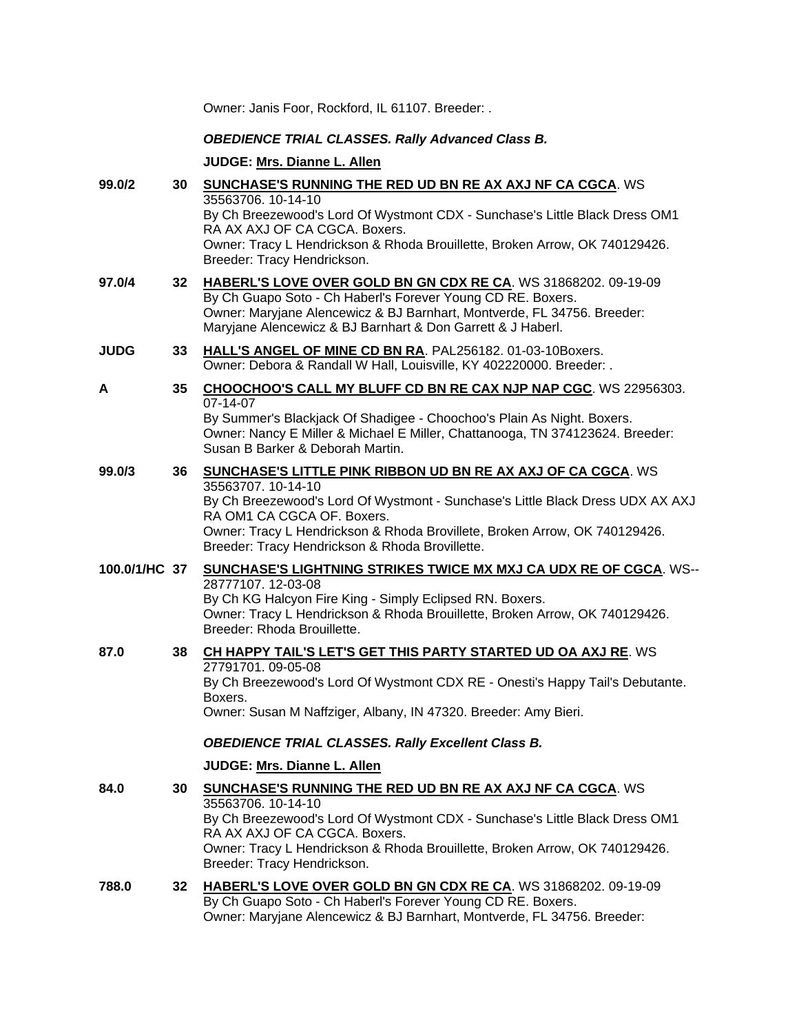Owner: Janis Foor, Rockford, IL 61107. Breeder: .

***OBEDIENCE TRIAL CLASSES. Rally Advanced Class B.***

**JUDGE: Mrs. Dianne L. Allen**

**99.0/2** **30** **SUNCHASE'S RUNNING THE RED UD BN RE AX AXJ NF CA CGCA**. WS 35563706. 10-14-10
By Ch Breezewood's Lord Of Wystmont CDX - Sunchase's Little Black Dress OM1 RA AX AXJ OF CA CGCA. Boxers.
Owner: Tracy L Hendrickson & Rhoda Brouillette, Broken Arrow, OK 740129426. Breeder: Tracy Hendrickson.

**97.0/4** **32** **HABERL'S LOVE OVER GOLD BN GN CDX RE CA**. WS 31868202. 09-19-09
By Ch Guapo Soto - Ch Haberl's Forever Young CD RE. Boxers.
Owner: Maryjane Alencewicz & BJ Barnhart, Montverde, FL 34756. Breeder: Maryjane Alencewicz & BJ Barnhart & Don Garrett & J Haberl.

**JUDG** **33** **HALL'S ANGEL OF MINE CD BN RA**. PAL256182. 01-03-10Boxers.
Owner: Debora & Randall W Hall, Louisville, KY 402220000. Breeder: .

**A** **35** **CHOOCHOO'S CALL MY BLUFF CD BN RE CAX NJP NAP CGC**. WS 22956303. 07-14-07
By Summer's Blackjack Of Shadigee - Choochoo's Plain As Night. Boxers.
Owner: Nancy E Miller & Michael E Miller, Chattanooga, TN 374123624. Breeder: Susan B Barker & Deborah Martin.

**99.0/3** **36** **SUNCHASE'S LITTLE PINK RIBBON UD BN RE AX AXJ OF CA CGCA**. WS 35563707. 10-14-10
By Ch Breezewood's Lord Of Wystmont - Sunchase's Little Black Dress UDX AX AXJ RA OM1 CA CGCA OF. Boxers.
Owner: Tracy L Hendrickson & Rhoda Brovillete, Broken Arrow, OK 740129426. Breeder: Tracy Hendrickson & Rhoda Brovillette.

**100.0/1/HC** **37** **SUNCHASE'S LIGHTNING STRIKES TWICE MX MXJ CA UDX RE OF CGCA**. WS--28777107. 12-03-08
By Ch KG Halcyon Fire King - Simply Eclipsed RN. Boxers.
Owner: Tracy L Hendrickson & Rhoda Brouillette, Broken Arrow, OK 740129426. Breeder: Rhoda Brouillette.

**87.0** **38** **CH HAPPY TAIL'S LET'S GET THIS PARTY STARTED UD OA AXJ RE**. WS 27791701. 09-05-08
By Ch Breezewood's Lord Of Wystmont CDX RE - Onesti's Happy Tail's Debutante. Boxers.
Owner: Susan M Naffziger, Albany, IN 47320. Breeder: Amy Bieri.

***OBEDIENCE TRIAL CLASSES. Rally Excellent Class B.***

**JUDGE: Mrs. Dianne L. Allen**

**84.0** **30** **SUNCHASE'S RUNNING THE RED UD BN RE AX AXJ NF CA CGCA**. WS 35563706. 10-14-10
By Ch Breezewood's Lord Of Wystmont CDX - Sunchase's Little Black Dress OM1 RA AX AXJ OF CA CGCA. Boxers.
Owner: Tracy L Hendrickson & Rhoda Brouillette, Broken Arrow, OK 740129426. Breeder: Tracy Hendrickson.

**788.0** **32** **HABERL'S LOVE OVER GOLD BN GN CDX RE CA**. WS 31868202. 09-19-09
By Ch Guapo Soto - Ch Haberl's Forever Young CD RE. Boxers.
Owner: Maryjane Alencewicz & BJ Barnhart, Montverde, FL 34756. Breeder: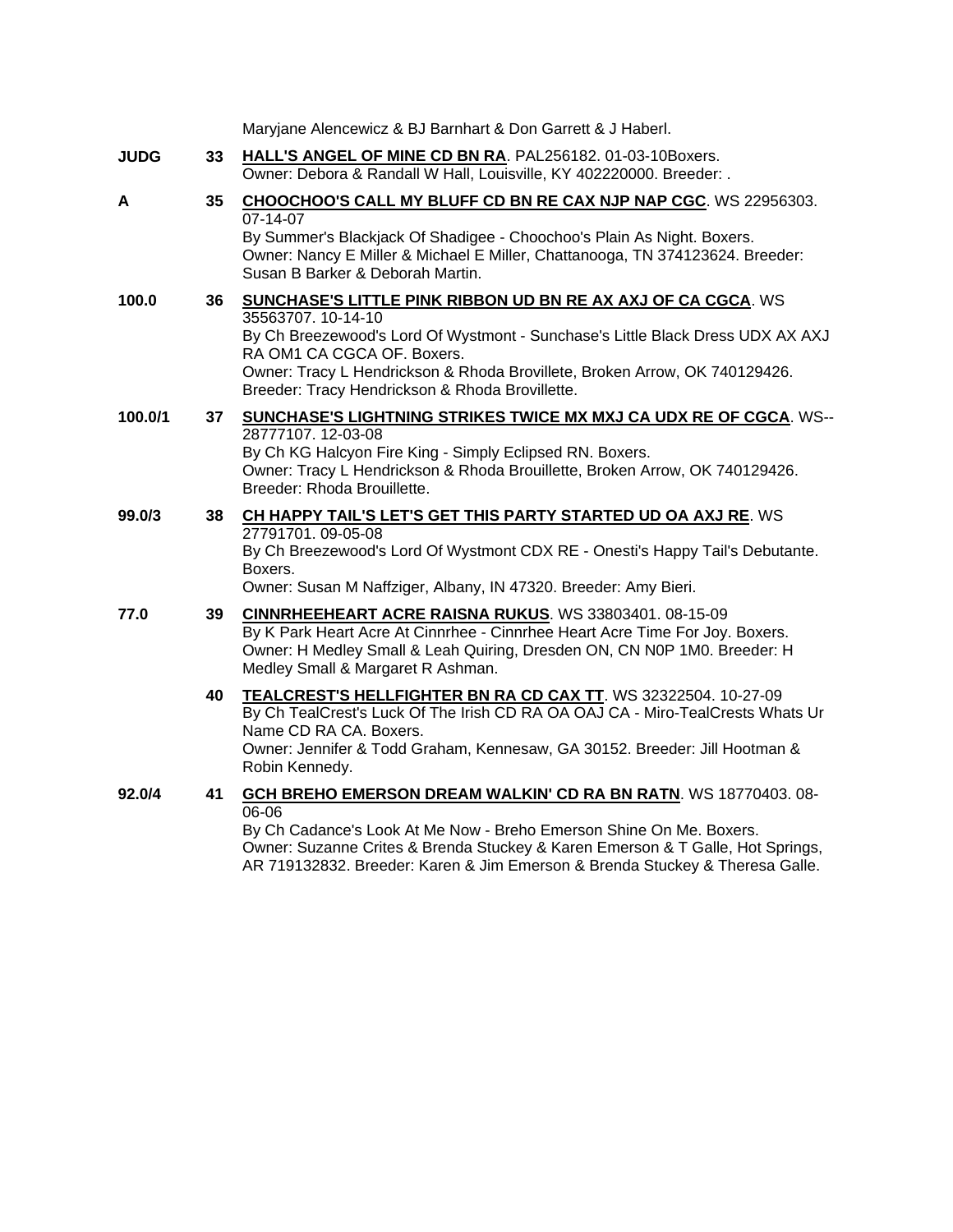Maryjane Alencewicz & BJ Barnhart & Don Garrett & J Haberl.

**JUDG** **33** **HALL'S ANGEL OF MINE CD BN RA**. PAL256182. 01-03-10Boxers.
Owner: Debora & Randall W Hall, Louisville, KY 402220000. Breeder: .

**A** **35** **CHOOCHOO'S CALL MY BLUFF CD BN RE CAX NJP NAP CGC**. WS 22956303. 07-14-07
By Summer's Blackjack Of Shadigee - Choochoo's Plain As Night. Boxers.
Owner: Nancy E Miller & Michael E Miller, Chattanooga, TN 374123624. Breeder: Susan B Barker & Deborah Martin.

**100.0** **36** **SUNCHASE'S LITTLE PINK RIBBON UD BN RE AX AXJ OF CA CGCA**. WS 35563707. 10-14-10
By Ch Breezewood's Lord Of Wystmont - Sunchase's Little Black Dress UDX AX AXJ RA OM1 CA CGCA OF. Boxers.
Owner: Tracy L Hendrickson & Rhoda Brovillete, Broken Arrow, OK 740129426. Breeder: Tracy Hendrickson & Rhoda Brovillette.

**100.0/1** **37** **SUNCHASE'S LIGHTNING STRIKES TWICE MX MXJ CA UDX RE OF CGCA**. WS--28777107. 12-03-08
By Ch KG Halcyon Fire King - Simply Eclipsed RN. Boxers.
Owner: Tracy L Hendrickson & Rhoda Brouillette, Broken Arrow, OK 740129426. Breeder: Rhoda Brouillette.

**99.0/3** **38** **CH HAPPY TAIL'S LET'S GET THIS PARTY STARTED UD OA AXJ RE**. WS 27791701. 09-05-08
By Ch Breezewood's Lord Of Wystmont CDX RE - Onesti's Happy Tail's Debutante. Boxers.
Owner: Susan M Naffziger, Albany, IN 47320. Breeder: Amy Bieri.

**77.0** **39** **CINNRHEEHEART ACRE RAISNA RUKUS**. WS 33803401. 08-15-09
By K Park Heart Acre At Cinnrhee - Cinnrhee Heart Acre Time For Joy. Boxers.
Owner: H Medley Small & Leah Quiring, Dresden ON, CN N0P 1M0. Breeder: H Medley Small & Margaret R Ashman.

**40** **TEALCREST'S HELLFIGHTER BN RA CD CAX TT**. WS 32322504. 10-27-09
By Ch TealCrest's Luck Of The Irish CD RA OA OAJ CA - Miro-TealCrests Whats Ur Name CD RA CA. Boxers.
Owner: Jennifer & Todd Graham, Kennesaw, GA 30152. Breeder: Jill Hootman & Robin Kennedy.

**92.0/4** **41** **GCH BREHO EMERSON DREAM WALKIN' CD RA BN RATN**. WS 18770403. 08-06-06
By Ch Cadance's Look At Me Now - Breho Emerson Shine On Me. Boxers.
Owner: Suzanne Crites & Brenda Stuckey & Karen Emerson & T Galle, Hot Springs, AR 719132832. Breeder: Karen & Jim Emerson & Brenda Stuckey & Theresa Galle.